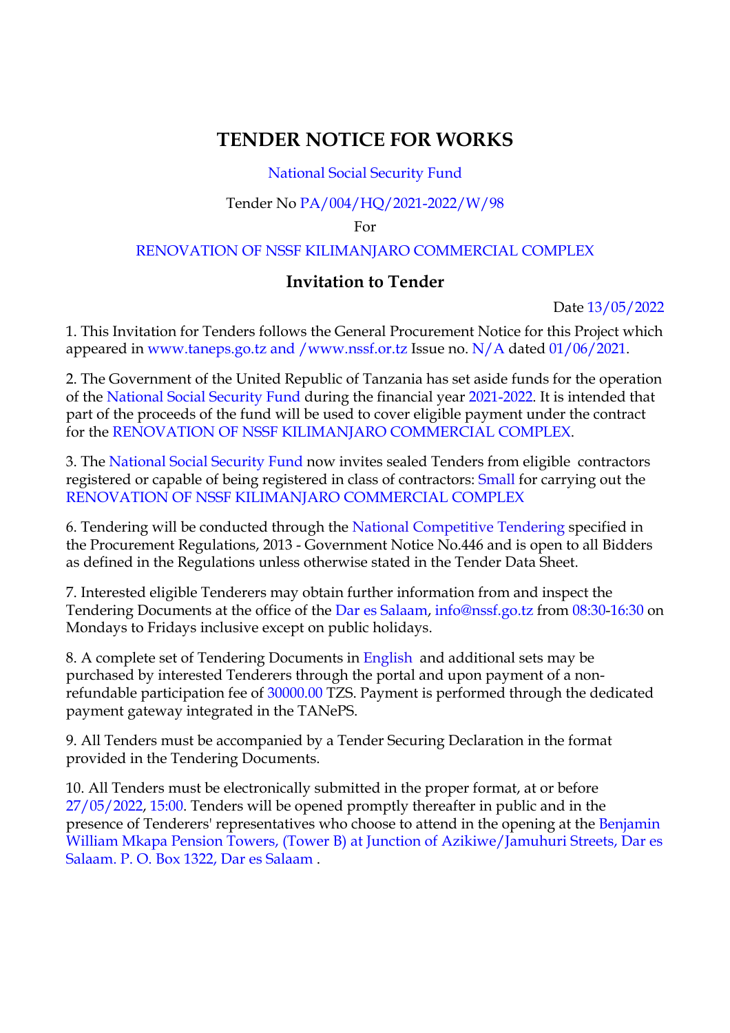# TENDER NOTICE FOR WORKS

National Social Security Fund

Tender No PA/004/HQ/2021-2022/W/98

For

RENOVATION OF NSSF KILIMANJARO COMMERCIAL COMPLEX

## Invitation to Tender

Date 13/05/2022

1. This Invitation for Tenders follows the General Procurement Notice for this Project which appeared in www.taneps.go.tz and /www.nssf.or.tz Issue no. N/A dated 01/06/2021.

2. The Government of the United Republic of Tanzania has set aside funds for the operation of the National Social Security Fund during the financial year 2021-2022. It is intended that part of the proceeds of the fund will be used to cover eligible payment under the contract for the RENOVATION OF NSSF KILIMANJARO COMMERCIAL COMPLEX.

3. The National Social Security Fund now invites sealed Tenders from eligible contractors registered or capable of being registered in class of contractors: Small for carrying out the RENOVATION OF NSSF KILIMANJARO COMMERCIAL COMPLEX

6. Tendering will be conducted through the National Competitive Tendering specified in the Procurement Regulations, 2013 - Government Notice No.446 and is open to all Bidders as defined in the Regulations unless otherwise stated in the Tender Data Sheet.

7. Interested eligible Tenderers may obtain further information from and inspect the Tendering Documents at the office of the Dar es Salaam, info@nssf.go.tz from 08:30-16:30 on Mondays to Fridays inclusive except on public holidays.

8. A complete set of Tendering Documents in English and additional sets may be purchased by interested Tenderers through the portal and upon payment of a non-refundable participation fee of 30000.00 TZS. Payment is performed through the dedicated payment gateway integrated in the TANePS.

9. All Tenders must be accompanied by a Tender Securing Declaration in the format provided in the Tendering Documents.

10. All Tenders must be electronically submitted in the proper format, at or before 27/05/2022, 15:00. Tenders will be opened promptly thereafter in public and in the presence of Tenderers' representatives who choose to attend in the opening at the Benjamin William Mkapa Pension Towers, (Tower B) at Junction of Azikiwe/Jamuhuri Streets, Dar es Salaam. P. O. Box 1322, Dar es Salaam .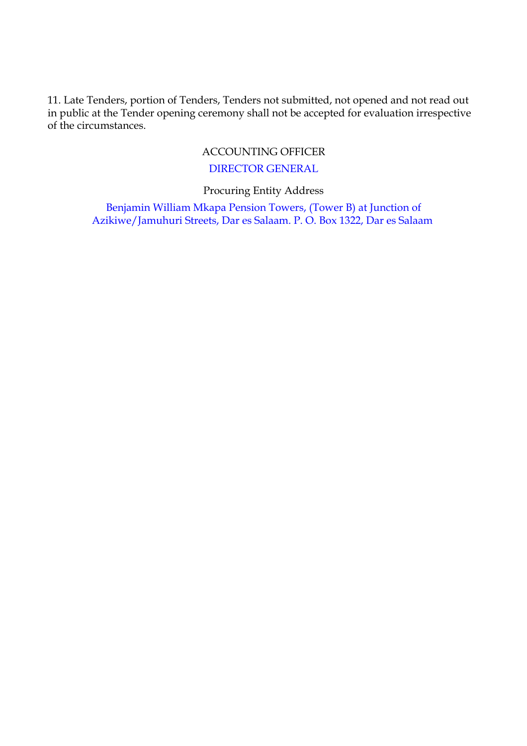11. Late Tenders, portion of Tenders, Tenders not submitted, not opened and not read out in public at the Tender opening ceremony shall not be accepted for evaluation irrespective of the circumstances.

ACCOUNTING OFFICER

DIRECTOR GENERAL

Procuring Entity Address

Benjamin William Mkapa Pension Towers, (Tower B) at Junction of Azikiwe/Jamuhuri Streets, Dar es Salaam. P. O. Box 1322, Dar es Salaam